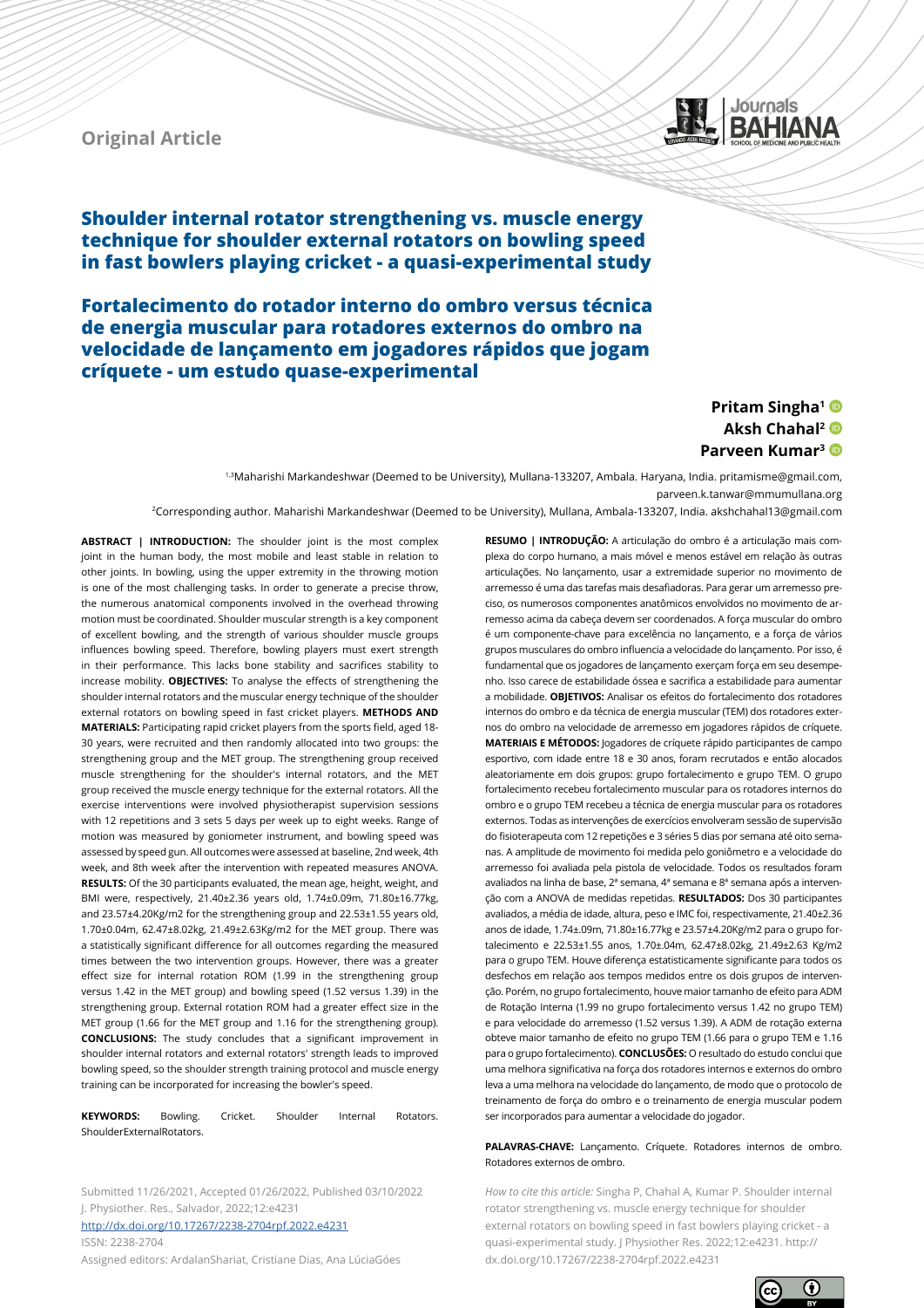Original Article

# Shoulder internal rotator strengthening vs. muscle energy technique for shoulder external rotators on bowling speed in fast bowlers playing cricket - a quasi-experimental study

# Fortalecimento do rotador interno do ombro versus técnica de energia muscular para rotadores externos do ombro na velocidade de lançamento em jogadores rápidos que jogam críquete - um estudo quase-experimental

**Pritam Singha**[1]
**Aksh Chahal**[2]
**Parveen Kumar**[3]

[1,3]Maharishi Markandeshwar (Deemed to be University), Mullana-133207, Ambala. Haryana, India. pritamisme@gmail.com, parveen.k.tanwar@mmumullana.org

[2]Corresponding author. Maharishi Markandeshwar (Deemed to be University), Mullana, Ambala-133207, India. akshchahal13@gmail.com

**ABSTRACT | INTRODUCTION:** The shoulder joint is the most complex joint in the human body, the most mobile and least stable in relation to other joints. In bowling, using the upper extremity in the throwing motion is one of the most challenging tasks. In order to generate a precise throw, the numerous anatomical components involved in the overhead throwing motion must be coordinated. Shoulder muscular strength is a key component of excellent bowling, and the strength of various shoulder muscle groups influences bowling speed. Therefore, bowling players must exert strength in their performance. This lacks bone stability and sacrifices stability to increase mobility. **OBJECTIVES:** To analyse the effects of strengthening the shoulder internal rotators and the muscular energy technique of the shoulder external rotators on bowling speed in fast cricket players. **METHODS AND MATERIALS:** Participating rapid cricket players from the sports field, aged 18-30 years, were recruited and then randomly allocated into two groups: the strengthening group and the MET group. The strengthening group received muscle strengthening for the shoulder's internal rotators, and the MET group received the muscle energy technique for the external rotators. All the exercise interventions were involved physiotherapist supervision sessions with 12 repetitions and 3 sets 5 days per week up to eight weeks. Range of motion was measured by goniometer instrument, and bowling speed was assessed by speed gun. All outcomes were assessed at baseline, 2nd week, 4th week, and 8th week after the intervention with repeated measures ANOVA. **RESULTS:** Of the 30 participants evaluated, the mean age, height, weight, and BMI were, respectively, 21.40±2.36 years old, 1.74±0.09m, 71.80±16.77kg, and 23.57±4.20Kg/m2 for the strengthening group and 22.53±1.55 years old, 1.70±0.04m, 62.47±8.02kg, 21.49±2.63Kg/m2 for the MET group. There was a statistically significant difference for all outcomes regarding the measured times between the two intervention groups. However, there was a greater effect size for internal rotation ROM (1.99 in the strengthening group versus 1.42 in the MET group) and bowling speed (1.52 versus 1.39) in the strengthening group. External rotation ROM had a greater effect size in the MET group (1.66 for the MET group and 1.16 for the strengthening group). **CONCLUSIONS:** The study concludes that a significant improvement in shoulder internal rotators and external rotators' strength leads to improved bowling speed, so the shoulder strength training protocol and muscle energy training can be incorporated for increasing the bowler's speed.

**KEYWORDS:** Bowling. Cricket. Shoulder Internal Rotators. ShoulderExternalRotators.

**RESUMO | INTRODUÇÃO:** A articulação do ombro é a articulação mais complexa do corpo humano, a mais móvel e menos estável em relação às outras articulações. No lançamento, usar a extremidade superior no movimento de arremesso é uma das tarefas mais desafiadoras. Para gerar um arremesso preciso, os numerosos componentes anatômicos envolvidos no movimento de arremesso acima da cabeça devem ser coordenados. A força muscular do ombro é um componente-chave para excelência no lançamento, e a força de vários grupos musculares do ombro influencia a velocidade do lançamento. Por isso, é fundamental que os jogadores de lançamento exerçam força em seu desempenho. Isso carece de estabilidade óssea e sacrifica a estabilidade para aumentar a mobilidade. **OBJETIVOS:** Analisar os efeitos do fortalecimento dos rotadores internos do ombro e da técnica de energia muscular (TEM) dos rotadores externos do ombro na velocidade de arremesso em jogadores rápidos de críquete. **MATERIAIS E MÉTODOS:** Jogadores de críquete rápido participantes de campo esportivo, com idade entre 18 e 30 anos, foram recrutados e então alocados aleatoriamente em dois grupos: grupo fortalecimento e grupo TEM. O grupo fortalecimento recebeu fortalecimento muscular para os rotadores internos do ombro e o grupo TEM recebeu a técnica de energia muscular para os rotadores externos. Todas as intervenções de exercícios envolveram sessão de supervisão do fisioterapeuta com 12 repetições e 3 séries 5 dias por semana até oito semanas. A amplitude de movimento foi medida pelo goniômetro e a velocidade do arremesso foi avaliada pela pistola de velocidade. Todos os resultados foram avaliados na linha de base, 2ª semana, 4ª semana e 8ª semana após a intervenção com a ANOVA de medidas repetidas. **RESULTADOS:** Dos 30 participantes avaliados, a média de idade, altura, peso e IMC foi, respectivamente, 21.40±2.36 anos de idade, 1.74±.09m, 71.80±16.77kg e 23.57±4.20Kg/m2 para o grupo fortalecimento e 22.53±1.55 anos, 1.70±.04m, 62.47±8.02kg, 21.49±2.63 Kg/m2 para o grupo TEM. Houve diferença estatisticamente significante para todos os desfechos em relação aos tempos medidos entre os dois grupos de intervenção. Porém, no grupo fortalecimento, houve maior tamanho de efeito para ADM de Rotação Interna (1.99 no grupo fortalecimento versus 1.42 no grupo TEM) e para velocidade do arremesso (1.52 versus 1.39). A ADM de rotação externa obteve maior tamanho de efeito no grupo TEM (1.66 para o grupo TEM e 1.16 para o grupo fortalecimento). **CONCLUSÕES:** O resultado do estudo conclui que uma melhora significativa na força dos rotadores internos e externos do ombro leva a uma melhora na velocidade do lançamento, de modo que o protocolo de treinamento de força do ombro e o treinamento de energia muscular podem ser incorporados para aumentar a velocidade do jogador.

**PALAVRAS-CHAVE:** Lançamento. Críquete. Rotadores internos de ombro. Rotadores externos de ombro.

Submitted 11/26/2021, Accepted 01/26/2022, Published 03/10/2022
J. Physiother. Res., Salvador, 2022;12:e4231
http://dx.doi.org/10.17267/2238-2704rpf.2022.e4231
ISSN: 2238-2704
Assigned editors: ArdalanShariat, Cristiane Dias, Ana LúciaGóes

*How to cite this article:* Singha P, Chahal A, Kumar P. Shoulder internal rotator strengthening vs. muscle energy technique for shoulder external rotators on bowling speed in fast bowlers playing cricket - a quasi-experimental study. J Physiother Res. 2022;12:e4231. http://dx.doi.org/10.17267/2238-2704rpf.2022.e4231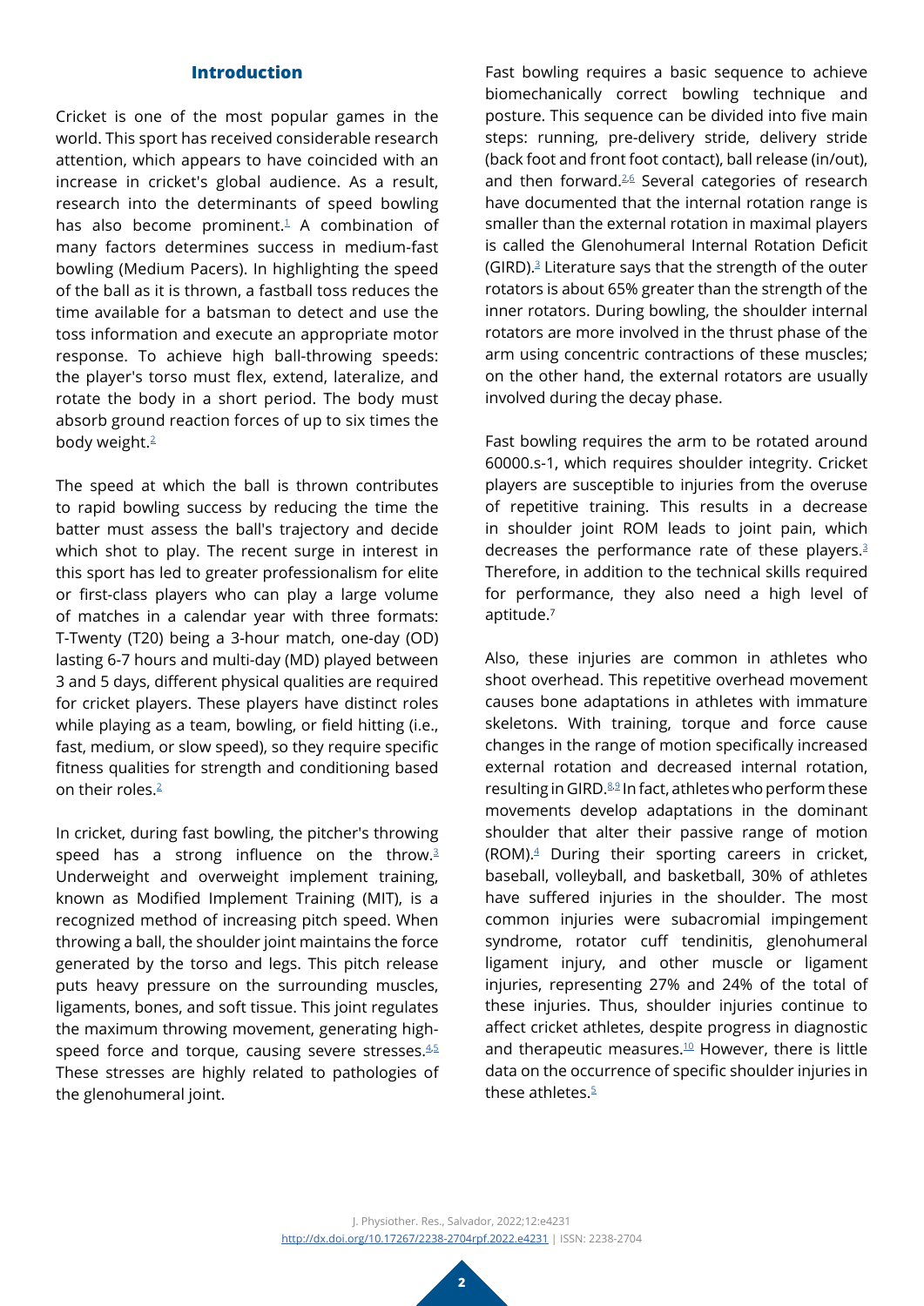## Introduction

Cricket is one of the most popular games in the world. This sport has received considerable research attention, which appears to have coincided with an increase in cricket's global audience. As a result, research into the determinants of speed bowling has also become prominent.[1] A combination of many factors determines success in medium-fast bowling (Medium Pacers). In highlighting the speed of the ball as it is thrown, a fastball toss reduces the time available for a batsman to detect and use the toss information and execute an appropriate motor response. To achieve high ball-throwing speeds: the player's torso must flex, extend, lateralize, and rotate the body in a short period. The body must absorb ground reaction forces of up to six times the body weight.[2]

The speed at which the ball is thrown contributes to rapid bowling success by reducing the time the batter must assess the ball's trajectory and decide which shot to play. The recent surge in interest in this sport has led to greater professionalism for elite or first-class players who can play a large volume of matches in a calendar year with three formats: T-Twenty (T20) being a 3-hour match, one-day (OD) lasting 6-7 hours and multi-day (MD) played between 3 and 5 days, different physical qualities are required for cricket players. These players have distinct roles while playing as a team, bowling, or field hitting (i.e., fast, medium, or slow speed), so they require specific fitness qualities for strength and conditioning based on their roles.[2]

In cricket, during fast bowling, the pitcher's throwing speed has a strong influence on the throw.[3] Underweight and overweight implement training, known as Modified Implement Training (MIT), is a recognized method of increasing pitch speed. When throwing a ball, the shoulder joint maintains the force generated by the torso and legs. This pitch release puts heavy pressure on the surrounding muscles, ligaments, bones, and soft tissue. This joint regulates the maximum throwing movement, generating high-speed force and torque, causing severe stresses.[4,5] These stresses are highly related to pathologies of the glenohumeral joint.

Fast bowling requires a basic sequence to achieve biomechanically correct bowling technique and posture. This sequence can be divided into five main steps: running, pre-delivery stride, delivery stride (back foot and front foot contact), ball release (in/out), and then forward.[2,6] Several categories of research have documented that the internal rotation range is smaller than the external rotation in maximal players is called the Glenohumeral Internal Rotation Deficit (GIRD).[3] Literature says that the strength of the outer rotators is about 65% greater than the strength of the inner rotators. During bowling, the shoulder internal rotators are more involved in the thrust phase of the arm using concentric contractions of these muscles; on the other hand, the external rotators are usually involved during the decay phase.

Fast bowling requires the arm to be rotated around 60000.s-1, which requires shoulder integrity. Cricket players are susceptible to injuries from the overuse of repetitive training. This results in a decrease in shoulder joint ROM leads to joint pain, which decreases the performance rate of these players.[3] Therefore, in addition to the technical skills required for performance, they also need a high level of aptitude.[7]

Also, these injuries are common in athletes who shoot overhead. This repetitive overhead movement causes bone adaptations in athletes with immature skeletons. With training, torque and force cause changes in the range of motion specifically increased external rotation and decreased internal rotation, resulting in GIRD.[8,9] In fact, athletes who perform these movements develop adaptations in the dominant shoulder that alter their passive range of motion (ROM).[4] During their sporting careers in cricket, baseball, volleyball, and basketball, 30% of athletes have suffered injuries in the shoulder. The most common injuries were subacromial impingement syndrome, rotator cuff tendinitis, glenohumeral ligament injury, and other muscle or ligament injuries, representing 27% and 24% of the total of these injuries. Thus, shoulder injuries continue to affect cricket athletes, despite progress in diagnostic and therapeutic measures.[10] However, there is little data on the occurrence of specific shoulder injuries in these athletes.[5]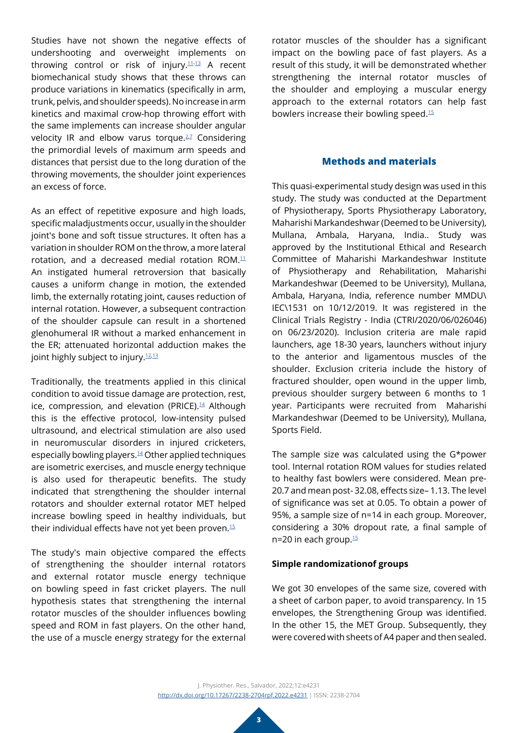Studies have not shown the negative effects of undershooting and overweight implements on throwing control or risk of injury.[11-13] A recent biomechanical study shows that these throws can produce variations in kinematics (specifically in arm, trunk, pelvis, and shoulder speeds). No increase in arm kinetics and maximal crow-hop throwing effort with the same implements can increase shoulder angular velocity IR and elbow varus torque.[2,7] Considering the primordial levels of maximum arm speeds and distances that persist due to the long duration of the throwing movements, the shoulder joint experiences an excess of force.

As an effect of repetitive exposure and high loads, specific maladjustments occur, usually in the shoulder joint's bone and soft tissue structures. It often has a variation in shoulder ROM on the throw, a more lateral rotation, and a decreased medial rotation ROM.[11] An instigated humeral retroversion that basically causes a uniform change in motion, the extended limb, the externally rotating joint, causes reduction of internal rotation. However, a subsequent contraction of the shoulder capsule can result in a shortened glenohumeral IR without a marked enhancement in the ER; attenuated horizontal adduction makes the joint highly subject to injury.[12,13]

Traditionally, the treatments applied in this clinical condition to avoid tissue damage are protection, rest, ice, compression, and elevation (PRICE).[14] Although this is the effective protocol, low-intensity pulsed ultrasound, and electrical stimulation are also used in neuromuscular disorders in injured cricketers, especially bowling players.[14] Other applied techniques are isometric exercises, and muscle energy technique is also used for therapeutic benefits. The study indicated that strengthening the shoulder internal rotators and shoulder external rotator MET helped increase bowling speed in healthy individuals, but their individual effects have not yet been proven.[15]

The study's main objective compared the effects of strengthening the shoulder internal rotators and external rotator muscle energy technique on bowling speed in fast cricket players. The null hypothesis states that strengthening the internal rotator muscles of the shoulder influences bowling speed and ROM in fast players. On the other hand, the use of a muscle energy strategy for the external rotator muscles of the shoulder has a significant impact on the bowling pace of fast players. As a result of this study, it will be demonstrated whether strengthening the internal rotator muscles of the shoulder and employing a muscular energy approach to the external rotators can help fast bowlers increase their bowling speed.[15]

## Methods and materials

This quasi-experimental study design was used in this study. The study was conducted at the Department of Physiotherapy, Sports Physiotherapy Laboratory, Maharishi Markandeshwar (Deemed to be University), Mullana, Ambala, Haryana, India.. Study was approved by the Institutional Ethical and Research Committee of Maharishi Markandeshwar Institute of Physiotherapy and Rehabilitation, Maharishi Markandeshwar (Deemed to be University), Mullana, Ambala, Haryana, India, reference number MMDU\IEC\1531 on 10/12/2019. It was registered in the Clinical Trials Registry - India (CTRI/2020/06/026046) on 06/23/2020). Inclusion criteria are male rapid launchers, age 18-30 years, launchers without injury to the anterior and ligamentous muscles of the shoulder. Exclusion criteria include the history of fractured shoulder, open wound in the upper limb, previous shoulder surgery between 6 months to 1 year. Participants were recruited from Maharishi Markandeshwar (Deemed to be University), Mullana, Sports Field.

The sample size was calculated using the G*power tool. Internal rotation ROM values for studies related to healthy fast bowlers were considered. Mean pre-20.7 and mean post- 32.08, effects size– 1.13. The level of significance was set at 0.05. To obtain a power of 95%, a sample size of n=14 in each group. Moreover, considering a 30% dropout rate, a final sample of n=20 in each group.[15]

**Simple randomizationof groups**

We got 30 envelopes of the same size, covered with a sheet of carbon paper, to avoid transparency. In 15 envelopes, the Strengthening Group was identified. In the other 15, the MET Group. Subsequently, they were covered with sheets of A4 paper and then sealed.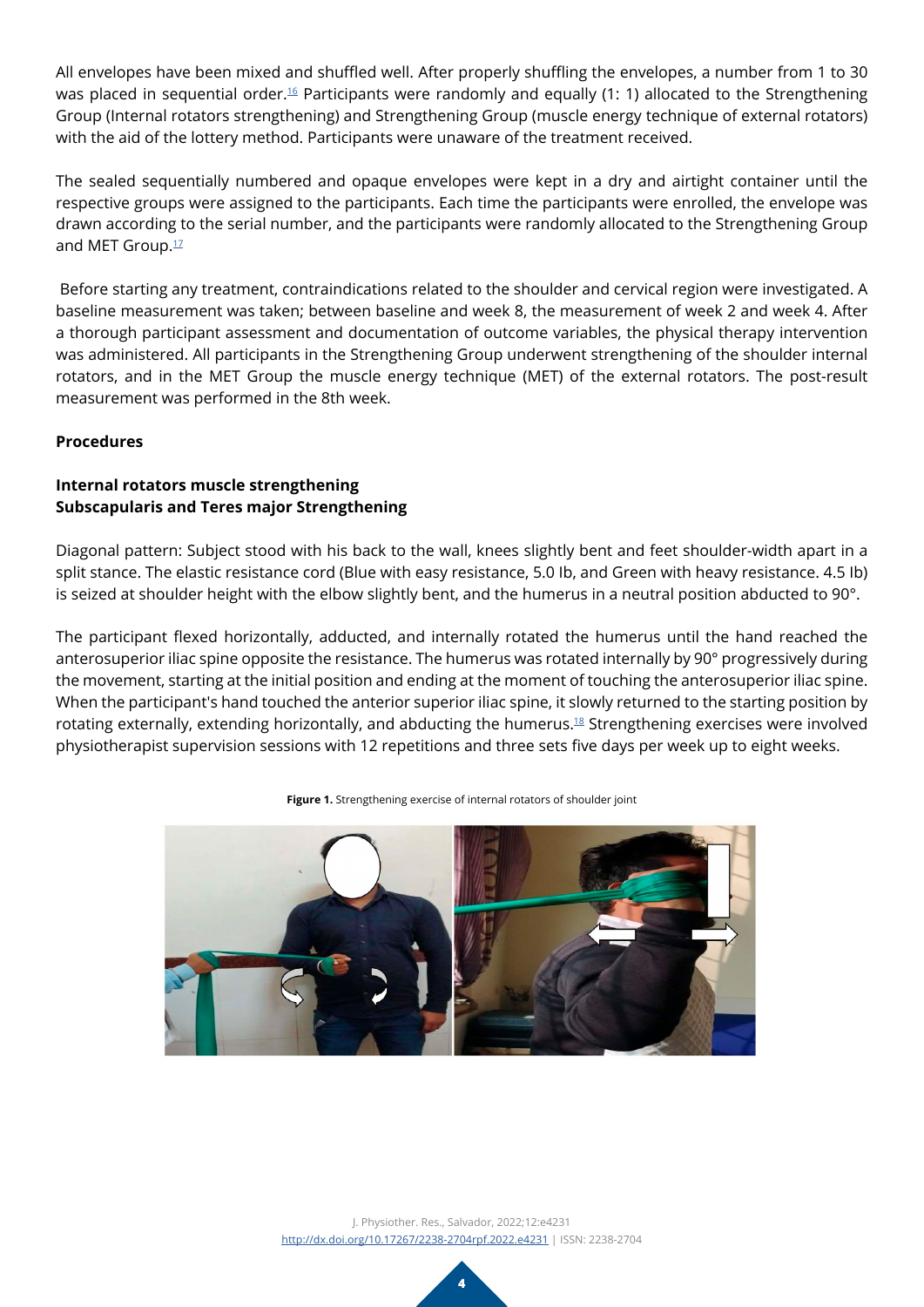All envelopes have been mixed and shuffled well. After properly shuffling the envelopes, a number from 1 to 30 was placed in sequential order.[16] Participants were randomly and equally (1: 1) allocated to the Strengthening Group (Internal rotators strengthening) and Strengthening Group (muscle energy technique of external rotators) with the aid of the lottery method. Participants were unaware of the treatment received.

The sealed sequentially numbered and opaque envelopes were kept in a dry and airtight container until the respective groups were assigned to the participants. Each time the participants were enrolled, the envelope was drawn according to the serial number, and the participants were randomly allocated to the Strengthening Group and MET Group.[17]

Before starting any treatment, contraindications related to the shoulder and cervical region were investigated. A baseline measurement was taken; between baseline and week 8, the measurement of week 2 and week 4. After a thorough participant assessment and documentation of outcome variables, the physical therapy intervention was administered. All participants in the Strengthening Group underwent strengthening of the shoulder internal rotators, and in the MET Group the muscle energy technique (MET) of the external rotators. The post-result measurement was performed in the 8th week.

**Procedures**

**Internal rotators muscle strengthening**
**Subscapularis and Teres major Strengthening**

Diagonal pattern: Subject stood with his back to the wall, knees slightly bent and feet shoulder-width apart in a split stance. The elastic resistance cord (Blue with easy resistance, 5.0 Ib, and Green with heavy resistance. 4.5 Ib) is seized at shoulder height with the elbow slightly bent, and the humerus in a neutral position abducted to 90°.

The participant flexed horizontally, adducted, and internally rotated the humerus until the hand reached the anterosuperior iliac spine opposite the resistance. The humerus was rotated internally by 90° progressively during the movement, starting at the initial position and ending at the moment of touching the anterosuperior iliac spine. When the participant's hand touched the anterior superior iliac spine, it slowly returned to the starting position by rotating externally, extending horizontally, and abducting the humerus.[18] Strengthening exercises were involved physiotherapist supervision sessions with 12 repetitions and three sets five days per week up to eight weeks.

**Figure 1.** Strengthening exercise of internal rotators of shoulder joint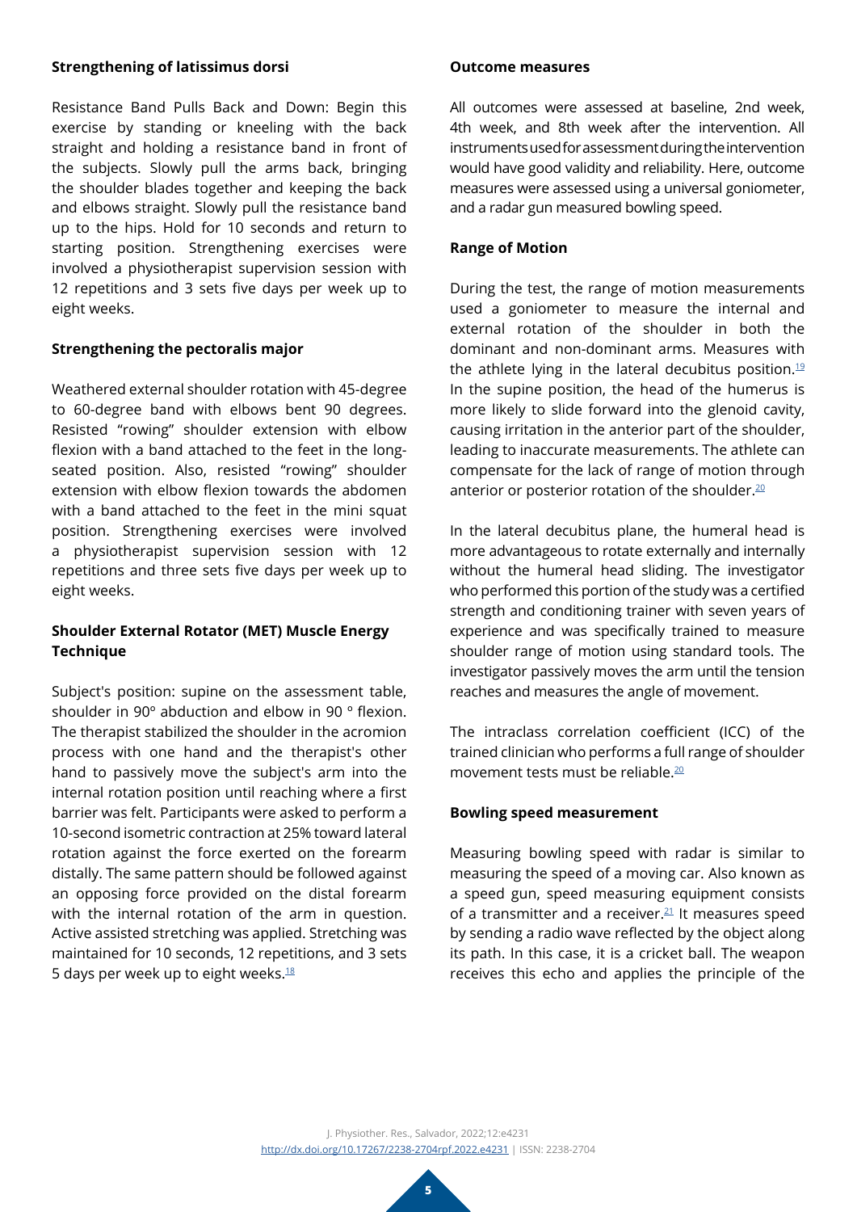**Strengthening of latissimus dorsi**

Resistance Band Pulls Back and Down: Begin this exercise by standing or kneeling with the back straight and holding a resistance band in front of the subjects. Slowly pull the arms back, bringing the shoulder blades together and keeping the back and elbows straight. Slowly pull the resistance band up to the hips. Hold for 10 seconds and return to starting position. Strengthening exercises were involved a physiotherapist supervision session with 12 repetitions and 3 sets five days per week up to eight weeks.

**Strengthening the pectoralis major**

Weathered external shoulder rotation with 45-degree to 60-degree band with elbows bent 90 degrees. Resisted "rowing" shoulder extension with elbow flexion with a band attached to the feet in the long-seated position. Also, resisted "rowing" shoulder extension with elbow flexion towards the abdomen with a band attached to the feet in the mini squat position. Strengthening exercises were involved a physiotherapist supervision session with 12 repetitions and three sets five days per week up to eight weeks.

**Shoulder External Rotator (MET) Muscle Energy Technique**

Subject's position: supine on the assessment table, shoulder in 90º abduction and elbow in 90 º flexion. The therapist stabilized the shoulder in the acromion process with one hand and the therapist's other hand to passively move the subject's arm into the internal rotation position until reaching where a first barrier was felt. Participants were asked to perform a 10-second isometric contraction at 25% toward lateral rotation against the force exerted on the forearm distally. The same pattern should be followed against an opposing force provided on the distal forearm with the internal rotation of the arm in question. Active assisted stretching was applied. Stretching was maintained for 10 seconds, 12 repetitions, and 3 sets 5 days per week up to eight weeks.[18]

**Outcome measures**

All outcomes were assessed at baseline, 2nd week, 4th week, and 8th week after the intervention. All instruments used for assessment during the intervention would have good validity and reliability. Here, outcome measures were assessed using a universal goniometer, and a radar gun measured bowling speed.

**Range of Motion**

During the test, the range of motion measurements used a goniometer to measure the internal and external rotation of the shoulder in both the dominant and non-dominant arms. Measures with the athlete lying in the lateral decubitus position.[19] In the supine position, the head of the humerus is more likely to slide forward into the glenoid cavity, causing irritation in the anterior part of the shoulder, leading to inaccurate measurements. The athlete can compensate for the lack of range of motion through anterior or posterior rotation of the shoulder.[20]

In the lateral decubitus plane, the humeral head is more advantageous to rotate externally and internally without the humeral head sliding. The investigator who performed this portion of the study was a certified strength and conditioning trainer with seven years of experience and was specifically trained to measure shoulder range of motion using standard tools. The investigator passively moves the arm until the tension reaches and measures the angle of movement.

The intraclass correlation coefficient (ICC) of the trained clinician who performs a full range of shoulder movement tests must be reliable.[20]

**Bowling speed measurement**

Measuring bowling speed with radar is similar to measuring the speed of a moving car. Also known as a speed gun, speed measuring equipment consists of a transmitter and a receiver.[21] It measures speed by sending a radio wave reflected by the object along its path. In this case, it is a cricket ball. The weapon receives this echo and applies the principle of the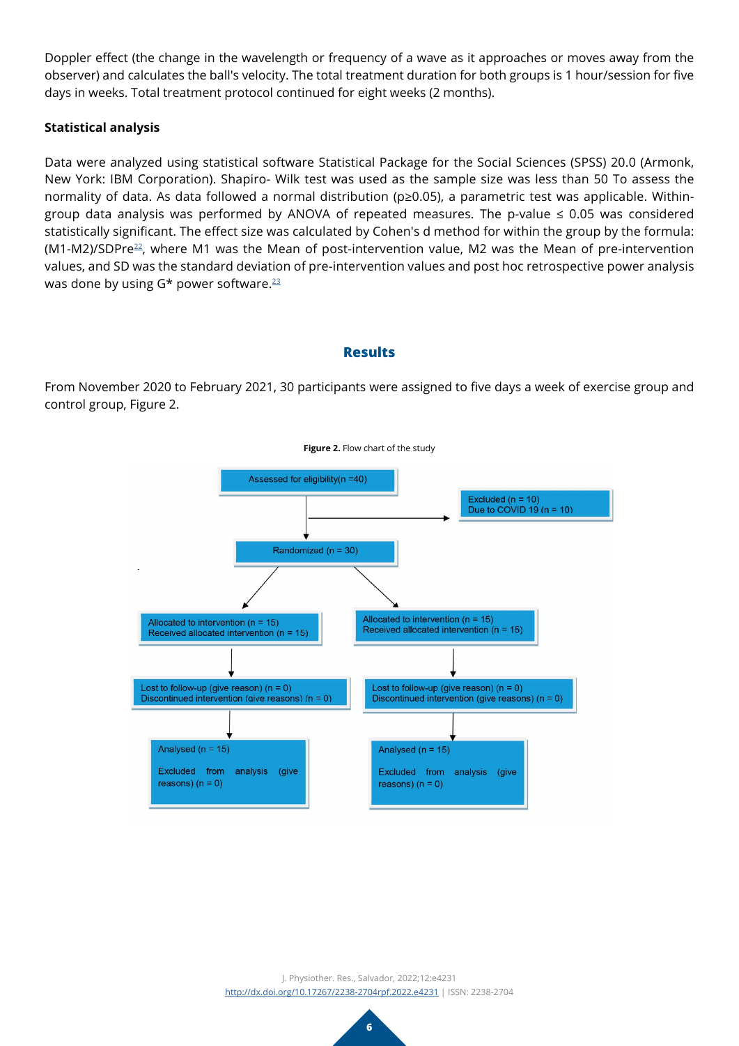Doppler effect (the change in the wavelength or frequency of a wave as it approaches or moves away from the observer) and calculates the ball's velocity. The total treatment duration for both groups is 1 hour/session for five days in weeks. Total treatment protocol continued for eight weeks (2 months).

**Statistical analysis**

Data were analyzed using statistical software Statistical Package for the Social Sciences (SPSS) 20.0 (Armonk, New York: IBM Corporation). Shapiro- Wilk test was used as the sample size was less than 50 To assess the normality of data. As data followed a normal distribution (p≥0.05), a parametric test was applicable. Within-group data analysis was performed by ANOVA of repeated measures. The p-value ≤ 0.05 was considered statistically significant. The effect size was calculated by Cohen's d method for within the group by the formula: (M1-M2)/SDPre[22], where M1 was the Mean of post-intervention value, M2 was the Mean of pre-intervention values, and SD was the standard deviation of pre-intervention values and post hoc retrospective power analysis was done by using G* power software.[23]

## Results

From November 2020 to February 2021, 30 participants were assigned to five days a week of exercise group and control group, Figure 2.

**Figure 2.** Flow chart of the study

Assessed for eligibility(n =40)

Excluded (n = 10)
Due to COVID 19 (n = 10)

Randomized (n = 30)

| Allocated to intervention (n = 15)<br>Received allocated intervention (n = 15) | Allocated to intervention (n = 15)<br>Received allocated intervention (n = 15) |
|---|---|
| Lost to follow-up (give reason) (n = 0)<br>Discontinued intervention (give reasons) (n = 0) | Lost to follow-up (give reason) (n = 0)<br>Discontinued intervention (give reasons) (n = 0) |
| Analysed (n = 15)<br>Excluded from analysis (give reasons) (n = 0) | Analysed (n = 15)<br>Excluded from analysis (give reasons) (n = 0) |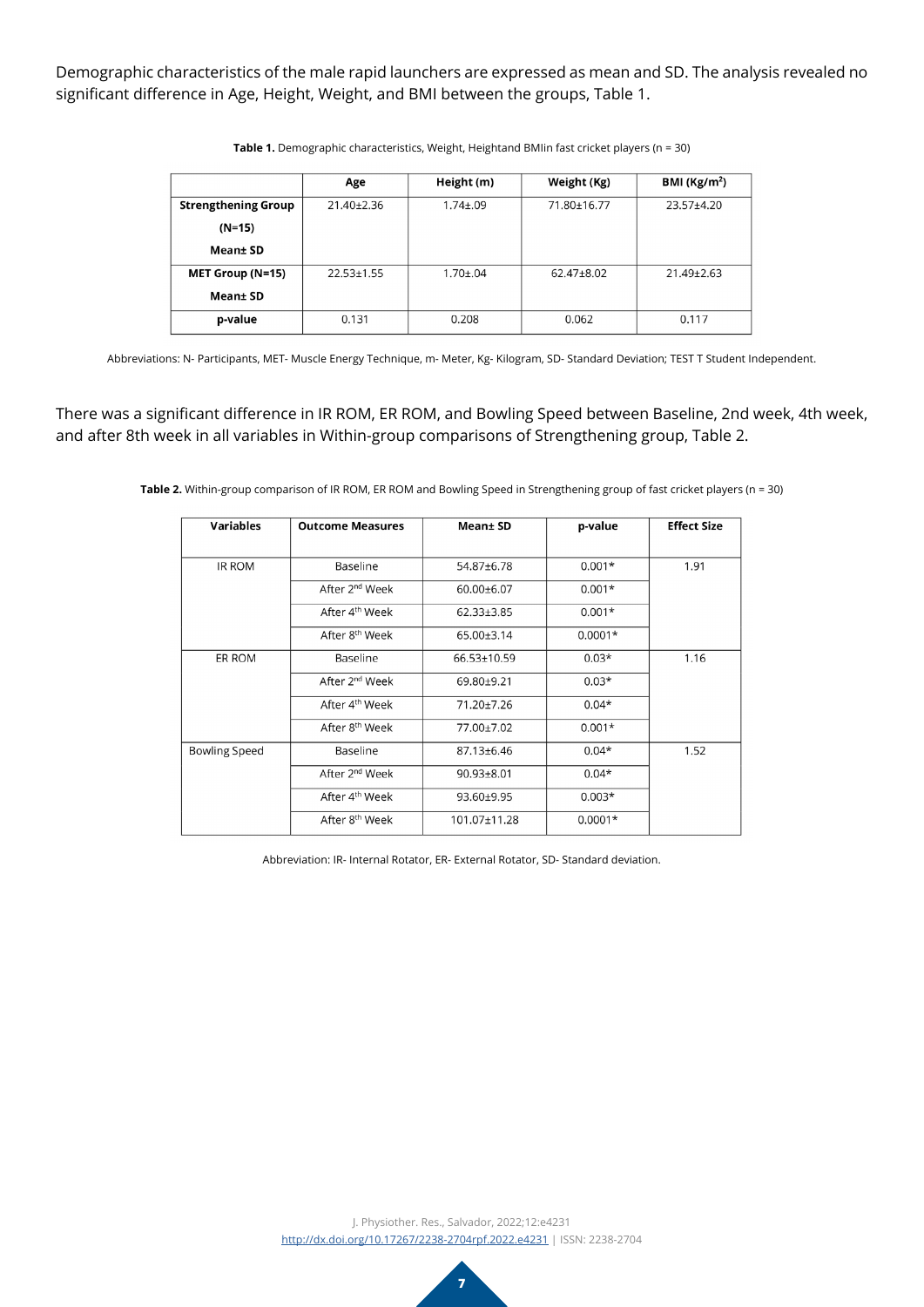Demographic characteristics of the male rapid launchers are expressed as mean and SD. The analysis revealed no significant difference in Age, Height, Weight, and BMI between the groups, Table 1.

**Table 1.** Demographic characteristics, Weight, Heightand BMIin fast cricket players (n = 30)

| | Age | Height (m) | Weight (Kg) | BMI (Kg/m$^2$) |
|---|---|---|---|---|
| **Strengthening Group (N=15) Mean± SD** | 21.40±2.36 | 1.74±.09 | 71.80±16.77 | 23.57±4.20 |
| **MET Group (N=15) Mean± SD** | 22.53±1.55 | 1.70±.04 | 62.47±8.02 | 21.49±2.63 |
| **p-value** | 0.131 | 0.208 | 0.062 | 0.117 |

Abbreviations: N- Participants, MET- Muscle Energy Technique, m- Meter, Kg- Kilogram, SD- Standard Deviation; TEST T Student Independent.

There was a significant difference in IR ROM, ER ROM, and Bowling Speed between Baseline, 2nd week, 4th week, and after 8th week in all variables in Within-group comparisons of Strengthening group, Table 2.

**Table 2.** Within-group comparison of IR ROM, ER ROM and Bowling Speed in Strengthening group of fast cricket players (n = 30)

| Variables | Outcome Measures | Mean± SD | p-value | Effect Size |
|---|---|---|---|---|
| IR ROM | Baseline | 54.87±6.78 | 0.001* | 1.91 |
| | After 2nd Week | 60.00±6.07 | 0.001* | |
| | After 4th Week | 62.33±3.85 | 0.001* | |
| | After 8th Week | 65.00±3.14 | 0.0001* | |
| ER ROM | Baseline | 66.53±10.59 | 0.03* | 1.16 |
| | After 2nd Week | 69.80±9.21 | 0.03* | |
| | After 4th Week | 71.20±7.26 | 0.04* | |
| | After 8th Week | 77.00±7.02 | 0.001* | |
| Bowling Speed | Baseline | 87.13±6.46 | 0.04* | 1.52 |
| | After 2nd Week | 90.93±8.01 | 0.04* | |
| | After 4th Week | 93.60±9.95 | 0.003* | |
| | After 8th Week | 101.07±11.28 | 0.0001* | |

Abbreviation: IR- Internal Rotator, ER- External Rotator, SD- Standard deviation.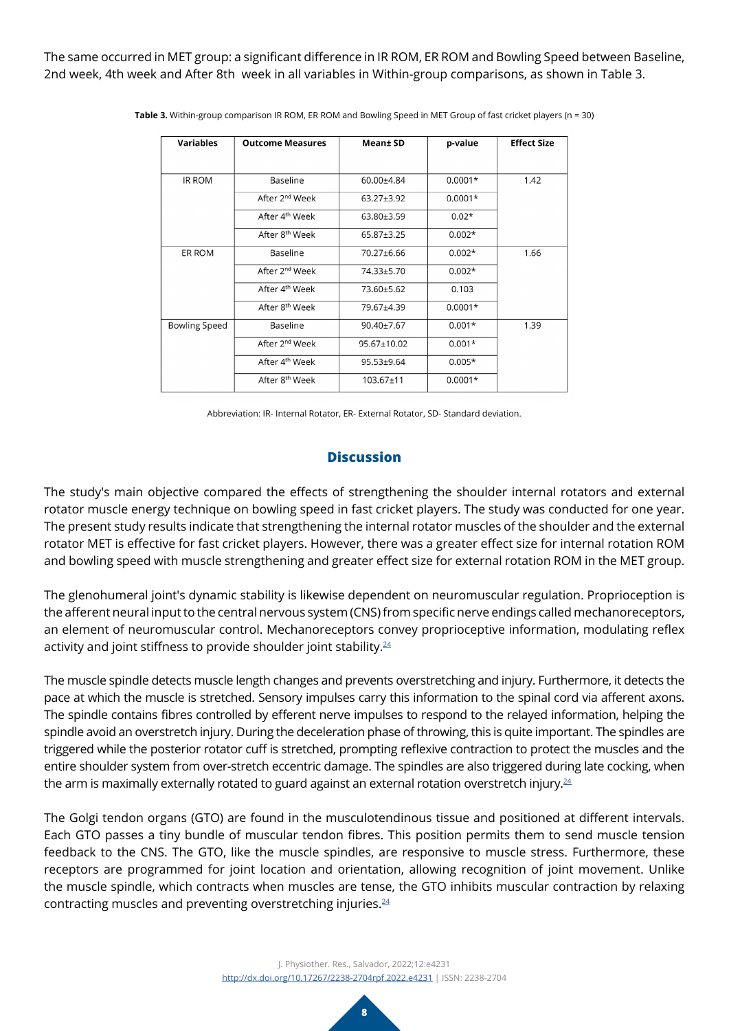The same occurred in MET group: a significant difference in IR ROM, ER ROM and Bowling Speed between Baseline, 2nd week, 4th week and After 8th week in all variables in Within-group comparisons, as shown in Table 3.

**Table 3.** Within-group comparison IR ROM, ER ROM and Bowling Speed in MET Group of fast cricket players (n = 30)

| Variables | Outcome Measures | Mean± SD | p-value | Effect Size |
|---|---|---|---|---|
| IR ROM | Baseline | 60.00±4.84 | 0.0001* | 1.42 |
| | After 2nd Week | 63.27±3.92 | 0.0001* | |
| | After 4th Week | 63.80±3.59 | 0.02* | |
| | After 8th Week | 65.87±3.25 | 0.002* | |
| ER ROM | Baseline | 70.27±6.66 | 0.002* | 1.66 |
| | After 2nd Week | 74.33±5.70 | 0.002* | |
| | After 4th Week | 73.60±5.62 | 0.103 | |
| | After 8th Week | 79.67±4.39 | 0.0001* | |
| Bowling Speed | Baseline | 90.40±7.67 | 0.001* | 1.39 |
| | After 2nd Week | 95.67±10.02 | 0.001* | |
| | After 4th Week | 95.53±9.64 | 0.005* | |
| | After 8th Week | 103.67±11 | 0.0001* | |

Abbreviation: IR- Internal Rotator, ER- External Rotator, SD- Standard deviation.

## Discussion

The study's main objective compared the effects of strengthening the shoulder internal rotators and external rotator muscle energy technique on bowling speed in fast cricket players. The study was conducted for one year. The present study results indicate that strengthening the internal rotator muscles of the shoulder and the external rotator MET is effective for fast cricket players. However, there was a greater effect size for internal rotation ROM and bowling speed with muscle strengthening and greater effect size for external rotation ROM in the MET group.

The glenohumeral joint's dynamic stability is likewise dependent on neuromuscular regulation. Proprioception is the afferent neural input to the central nervous system (CNS) from specific nerve endings called mechanoreceptors, an element of neuromuscular control. Mechanoreceptors convey proprioceptive information, modulating reflex activity and joint stiffness to provide shoulder joint stability.[24]

The muscle spindle detects muscle length changes and prevents overstretching and injury. Furthermore, it detects the pace at which the muscle is stretched. Sensory impulses carry this information to the spinal cord via afferent axons. The spindle contains fibres controlled by efferent nerve impulses to respond to the relayed information, helping the spindle avoid an overstretch injury. During the deceleration phase of throwing, this is quite important. The spindles are triggered while the posterior rotator cuff is stretched, prompting reflexive contraction to protect the muscles and the entire shoulder system from over-stretch eccentric damage. The spindles are also triggered during late cocking, when the arm is maximally externally rotated to guard against an external rotation overstretch injury.[24]

The Golgi tendon organs (GTO) are found in the musculotendinous tissue and positioned at different intervals. Each GTO passes a tiny bundle of muscular tendon fibres. This position permits them to send muscle tension feedback to the CNS. The GTO, like the muscle spindles, are responsive to muscle stress. Furthermore, these receptors are programmed for joint location and orientation, allowing recognition of joint movement. Unlike the muscle spindle, which contracts when muscles are tense, the GTO inhibits muscular contraction by relaxing contracting muscles and preventing overstretching injuries.[24]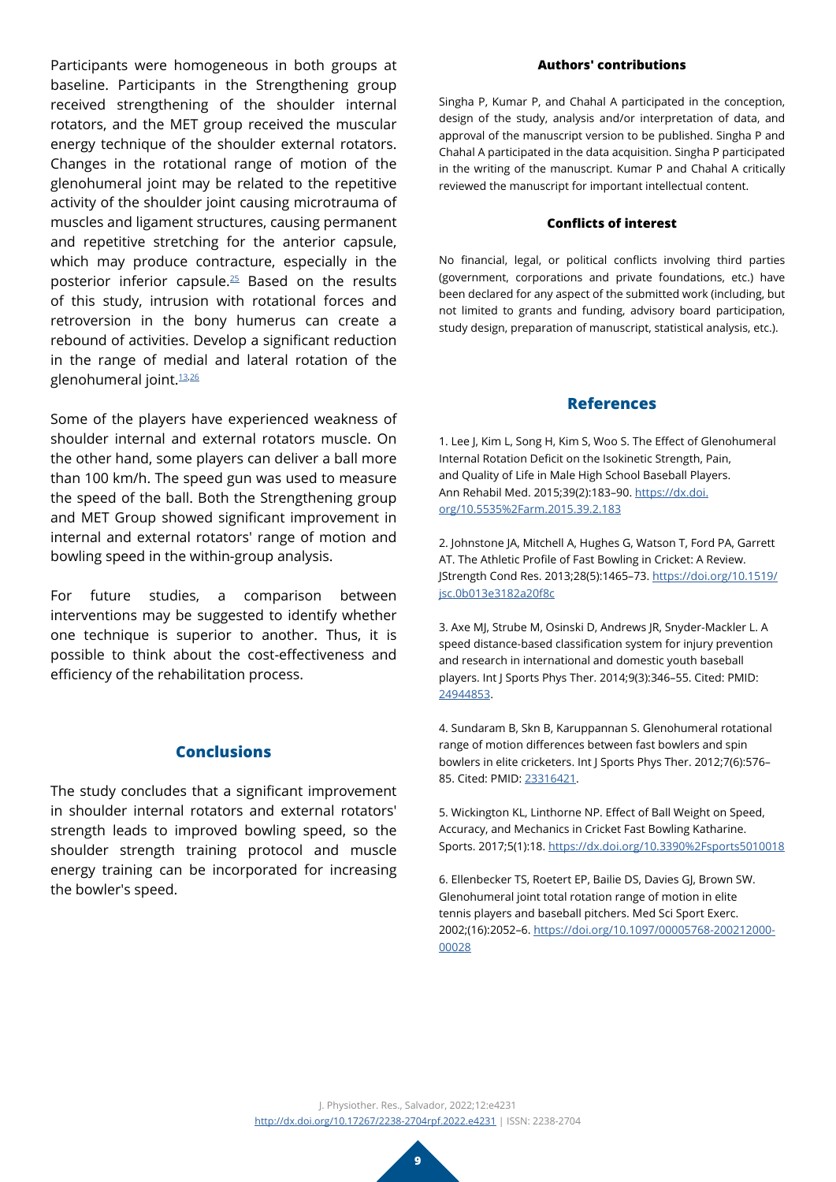Participants were homogeneous in both groups at baseline. Participants in the Strengthening group received strengthening of the shoulder internal rotators, and the MET group received the muscular energy technique of the shoulder external rotators. Changes in the rotational range of motion of the glenohumeral joint may be related to the repetitive activity of the shoulder joint causing microtrauma of muscles and ligament structures, causing permanent and repetitive stretching for the anterior capsule, which may produce contracture, especially in the posterior inferior capsule.[25] Based on the results of this study, intrusion with rotational forces and retroversion in the bony humerus can create a rebound of activities. Develop a significant reduction in the range of medial and lateral rotation of the glenohumeral joint.[13,26]

Some of the players have experienced weakness of shoulder internal and external rotators muscle. On the other hand, some players can deliver a ball more than 100 km/h. The speed gun was used to measure the speed of the ball. Both the Strengthening group and MET Group showed significant improvement in internal and external rotators' range of motion and bowling speed in the within-group analysis.

For future studies, a comparison between interventions may be suggested to identify whether one technique is superior to another. Thus, it is possible to think about the cost-effectiveness and efficiency of the rehabilitation process.

## Conclusions

The study concludes that a significant improvement in shoulder internal rotators and external rotators' strength leads to improved bowling speed, so the shoulder strength training protocol and muscle energy training can be incorporated for increasing the bowler's speed.

#### Authors' contributions

Singha P, Kumar P, and Chahal A participated in the conception, design of the study, analysis and/or interpretation of data, and approval of the manuscript version to be published. Singha P and Chahal A participated in the data acquisition. Singha P participated in the writing of the manuscript. Kumar P and Chahal A critically reviewed the manuscript for important intellectual content.

#### Conflicts of interest

No financial, legal, or political conflicts involving third parties (government, corporations and private foundations, etc.) have been declared for any aspect of the submitted work (including, but not limited to grants and funding, advisory board participation, study design, preparation of manuscript, statistical analysis, etc.).

## References

1. Lee J, Kim L, Song H, Kim S, Woo S. The Effect of Glenohumeral Internal Rotation Deficit on the Isokinetic Strength, Pain, and Quality of Life in Male High School Baseball Players. Ann Rehabil Med. 2015;39(2):183–90. https://dx.doi.org/10.5535%2Farm.2015.39.2.183

2. Johnstone JA, Mitchell A, Hughes G, Watson T, Ford PA, Garrett AT. The Athletic Profile of Fast Bowling in Cricket: A Review. JStrength Cond Res. 2013;28(5):1465–73. https://doi.org/10.1519/jsc.0b013e3182a20f8c

3. Axe MJ, Strube M, Osinski D, Andrews JR, Snyder-Mackler L. A speed distance-based classification system for injury prevention and research in international and domestic youth baseball players. Int J Sports Phys Ther. 2014;9(3):346–55. Cited: PMID: 24944853.

4. Sundaram B, Skn B, Karuppannan S. Glenohumeral rotational range of motion differences between fast bowlers and spin bowlers in elite cricketers. Int J Sports Phys Ther. 2012;7(6):576–85. Cited: PMID: 23316421.

5. Wickington KL, Linthorne NP. Effect of Ball Weight on Speed, Accuracy, and Mechanics in Cricket Fast Bowling Katharine. Sports. 2017;5(1):18. https://dx.doi.org/10.3390%2Fsports5010018

6. Ellenbecker TS, Roetert EP, Bailie DS, Davies GJ, Brown SW. Glenohumeral joint total rotation range of motion in elite tennis players and baseball pitchers. Med Sci Sport Exerc. 2002;(16):2052–6. https://doi.org/10.1097/00005768-200212000-00028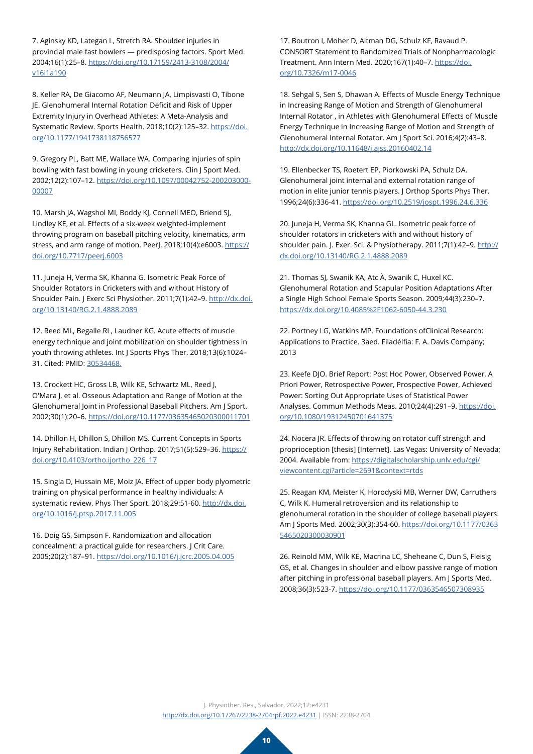7. Aginsky KD, Lategan L, Stretch RA. Shoulder injuries in provincial male fast bowlers — predisposing factors. Sport Med. 2004;16(1):25–8. https://doi.org/10.17159/2413-3108/2004/v16i1a190

8. Keller RA, De Giacomo AF, Neumann JA, Limpisvasti O, Tibone JE. Glenohumeral Internal Rotation Deficit and Risk of Upper Extremity Injury in Overhead Athletes: A Meta-Analysis and Systematic Review. Sports Health. 2018;10(2):125–32. https://doi.org/10.1177/1941738118756577

9. Gregory PL, Batt ME, Wallace WA. Comparing injuries of spin bowling with fast bowling in young cricketers. Clin J Sport Med. 2002;12(2):107–12. https://doi.org/10.1097/00042752-200203000-00007

10. Marsh JA, Wagshol MI, Boddy KJ, Connell MEO, Briend SJ, Lindley KE, et al. Effects of a six-week weighted-implement throwing program on baseball pitching velocity, kinematics, arm stress, and arm range of motion. PeerJ. 2018;10(4):e6003. https://doi.org/10.7717/peerj.6003

11. Juneja H, Verma SK, Khanna G. Isometric Peak Force of Shoulder Rotators in Cricketers with and without History of Shoulder Pain. J Exerc Sci Physiother. 2011;7(1):42–9. http://dx.doi.org/10.13140/RG.2.1.4888.2089

12. Reed ML, Begalle RL, Laudner KG. Acute effects of muscle energy technique and joint mobilization on shoulder tightness in youth throwing athletes. Int J Sports Phys Ther. 2018;13(6):1024–31. Cited: PMID: 30534468.

13. Crockett HC, Gross LB, Wilk KE, Schwartz ML, Reed J, O'Mara J, et al. Osseous Adaptation and Range of Motion at the Glenohumeral Joint in Professional Baseball Pitchers. Am J Sport. 2002;30(1):20–6. https://doi.org/10.1177/03635465020300011701

14. Dhillon H, Dhillon S, Dhillon MS. Current Concepts in Sports Injury Rehabilitation. Indian J Orthop. 2017;51(5):529–36. https://doi.org/10.4103/ortho.ijortho_226_17

15. Singla D, Hussain ME, Moiz JA. Effect of upper body plyometric training on physical performance in healthy individuals: A systematic review. Phys Ther Sport. 2018;29:51-60. http://dx.doi.org/10.1016/j.ptsp.2017.11.005

16. Doig GS, Simpson F. Randomization and allocation concealment: a practical guide for researchers. J Crit Care. 2005;20(2):187–91. https://doi.org/10.1016/j.jcrc.2005.04.005

17. Boutron I, Moher D, Altman DG, Schulz KF, Ravaud P. CONSORT Statement to Randomized Trials of Nonpharmacologic Treatment. Ann Intern Med. 2020;167(1):40–7. https://doi.org/10.7326/m17-0046

18. Sehgal S, Sen S, Dhawan A. Effects of Muscle Energy Technique in Increasing Range of Motion and Strength of Glenohumeral Internal Rotator , in Athletes with Glenohumeral Effects of Muscle Energy Technique in Increasing Range of Motion and Strength of Glenohumeral Internal Rotator. Am J Sport Sci. 2016;4(2):43–8. http://dx.doi.org/10.11648/j.ajss.20160402.14

19. Ellenbecker TS, Roetert EP, Piorkowski PA, Schulz DA. Glenohumeral joint internal and external rotation range of motion in elite junior tennis players. J Orthop Sports Phys Ther. 1996;24(6):336-41. https://doi.org/10.2519/jospt.1996.24.6.336

20. Juneja H, Verma SK, Khanna GL. Isometric peak force of shoulder rotators in cricketers with and without history of shoulder pain. J. Exer. Sci. & Physiotherapy. 2011;7(1):42–9. http://dx.doi.org/10.13140/RG.2.1.4888.2089

21. Thomas SJ, Swanik KA, Atc À, Swanik C, Huxel KC. Glenohumeral Rotation and Scapular Position Adaptations After a Single High School Female Sports Season. 2009;44(3):230–7. https://dx.doi.org/10.4085%2F1062-6050-44.3.230

22. Portney LG, Watkins MP. Foundations ofClinical Research: Applications to Practice. 3aed. Filadélfia: F. A. Davis Company; 2013

23. Keefe DJO. Brief Report: Post Hoc Power, Observed Power, A Priori Power, Retrospective Power, Prospective Power, Achieved Power: Sorting Out Appropriate Uses of Statistical Power Analyses. Commun Methods Meas. 2010;24(4):291–9. https://doi.org/10.1080/19312450701641375

24. Nocera JR. Effects of throwing on rotator cuff strength and proprioception [thesis] [Internet]. Las Vegas: University of Nevada; 2004. Available from: https://digitalscholarship.unlv.edu/cgi/viewcontent.cgi?article=2691&context=rtds

25. Reagan KM, Meister K, Horodyski MB, Werner DW, Carruthers C, Wilk K. Humeral retroversion and its relationship to glenohumeral rotation in the shoulder of college baseball players. Am J Sports Med. 2002;30(3):354-60. https://doi.org/10.1177/03635465020300030901

26. Reinold MM, Wilk KE, Macrina LC, Sheheane C, Dun S, Fleisig GS, et al. Changes in shoulder and elbow passive range of motion after pitching in professional baseball players. Am J Sports Med. 2008;36(3):523-7. https://doi.org/10.1177/0363546507308935